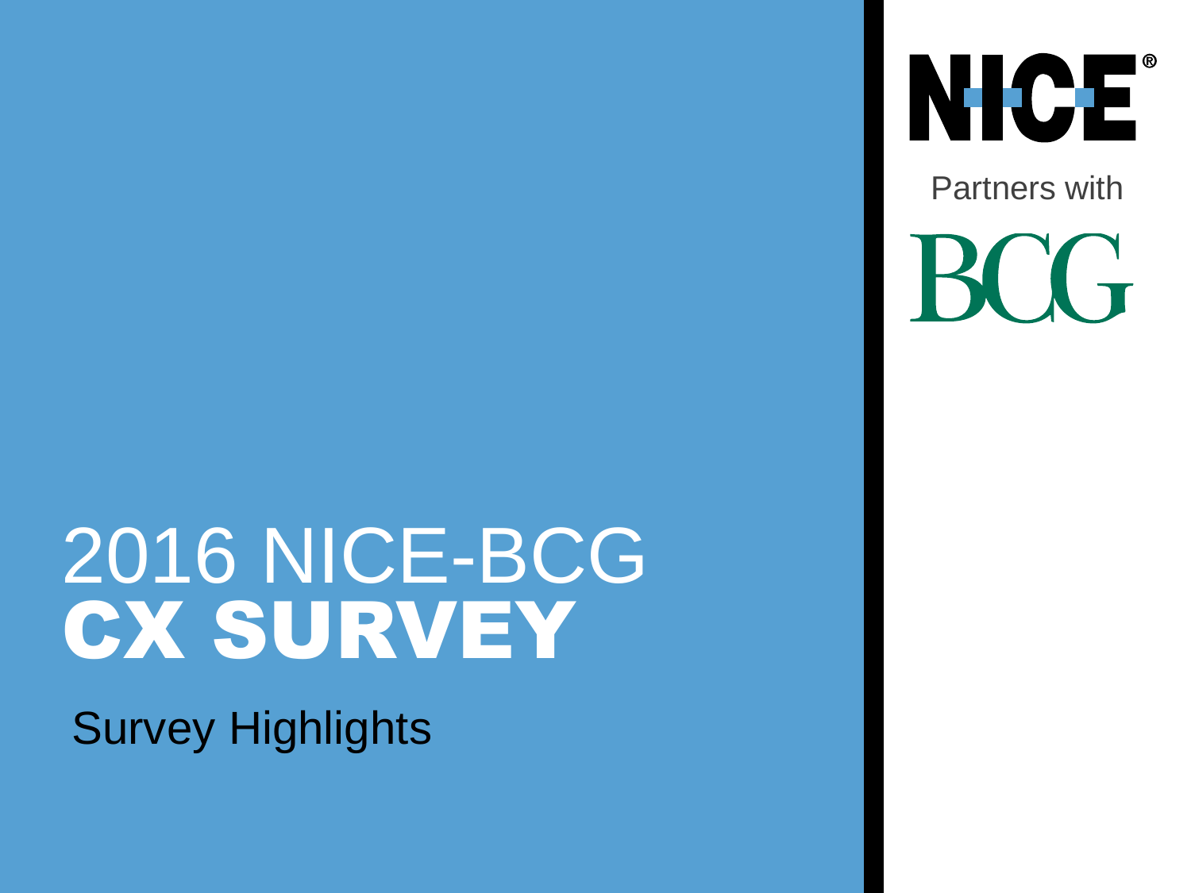NICE®

Partners with

BCG

# 2016 NICE-BCG CX SURVEY

Survey Highlights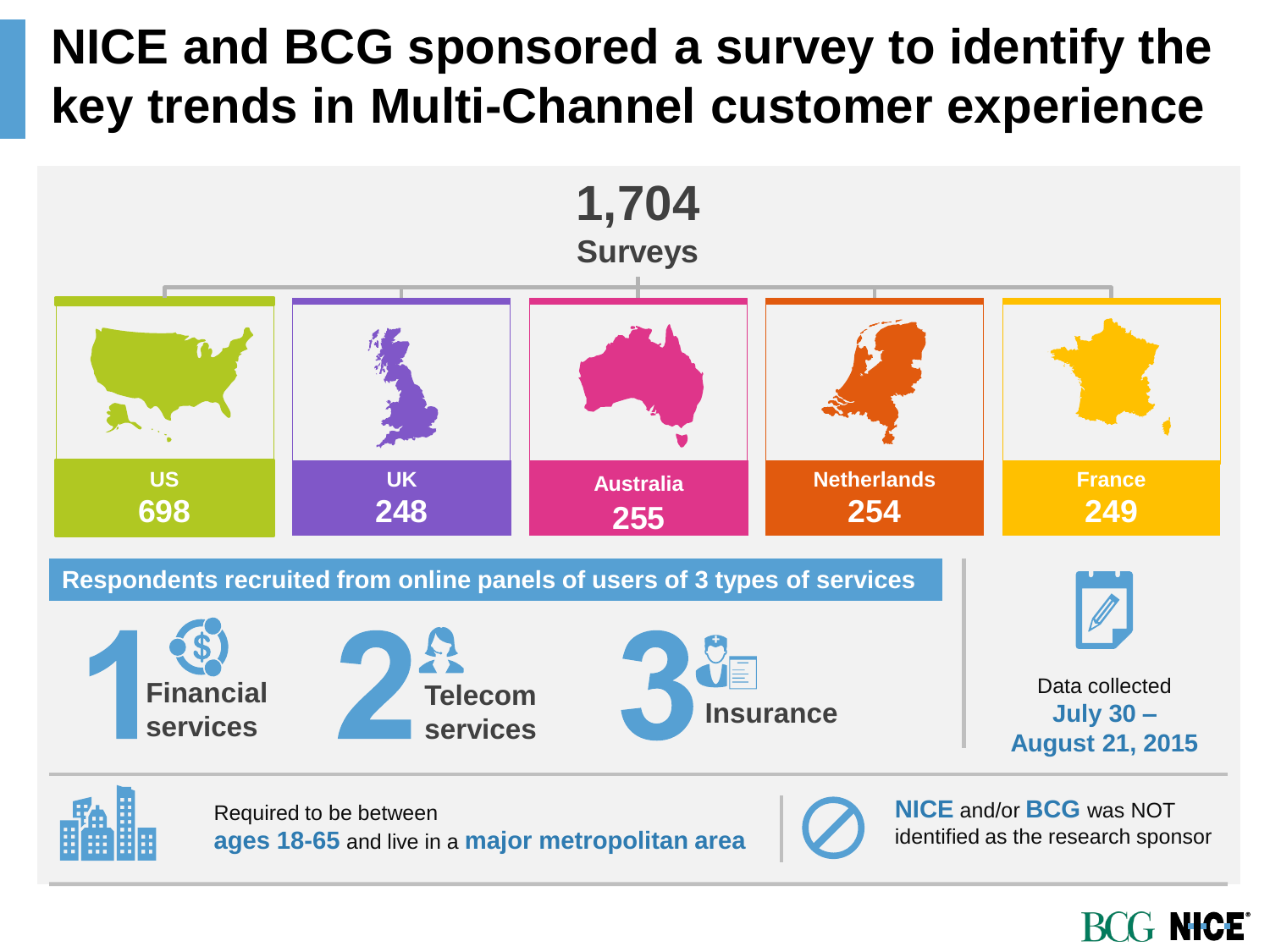# NICE and BCG sponsored a survey to identify the key trends in Multi-Channel customer experience

**1,704**
**Surveys**

| US | UK | Australia | Netherlands | France |
|---|---|---|---|---|
| 698 | 248 | 255 | 254 | 249 |

**Respondents recruited from online panels of users of 3 types of services**

1. **Financial services**
2. **Telecom services**
3. **Insurance**

Data collected
**July 30 – August 21, 2015**

Required to be between **ages 18-65** and live in a **major metropolitan area**

**NICE** and/or **BCG** was NOT identified as the research sponsor

BCG NICE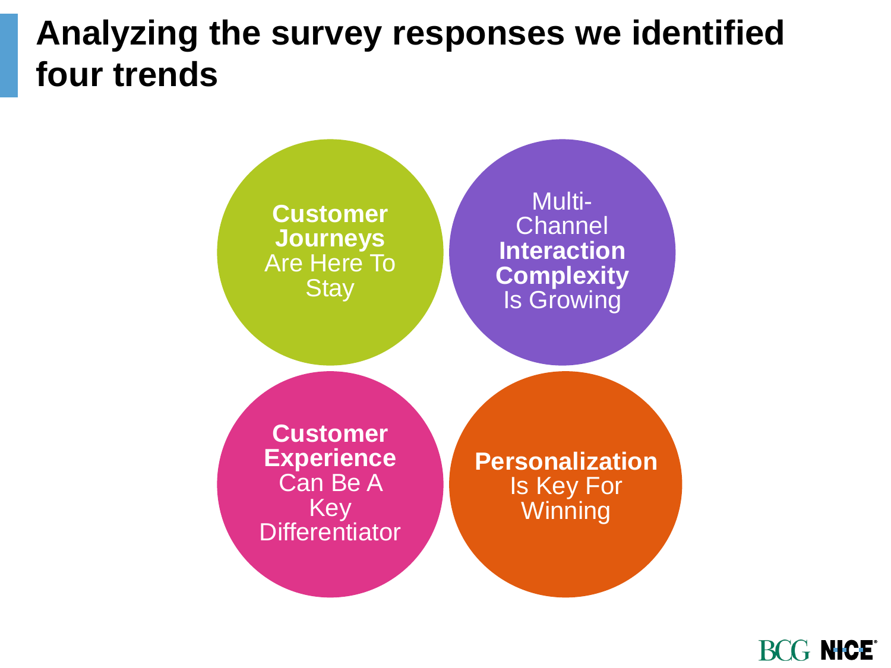# Analyzing the survey responses we identified four trends

- **Customer Journeys** Are Here To Stay
- Multi-Channel **Interaction Complexity** Is Growing
- **Customer Experience** Can Be A Key Differentiator
- **Personalization** Is Key For Winning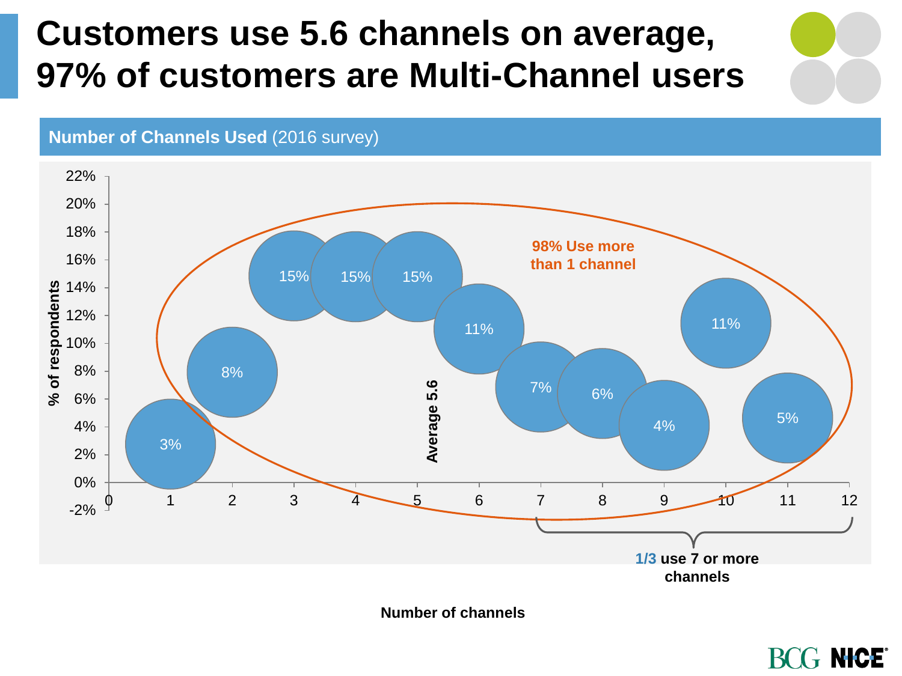# Customers use 5.6 channels on average, 97% of customers are Multi-Channel users

**Number of Channels Used** (2016 survey)

| Number of channels | % of respondents |
|---|---|
| 1 | 3% |
| 2 | 8% |
| 3 | 15% |
| 4 | 15% |
| 5 | 15% |
| 6 | 11% |
| 7 | 7% |
| 8 | 6% |
| 9 | 4% |
| 10 | 11% |
| 11 | 5% |

**Average 5.6**

**98% Use more than 1 channel**

**1/3 use 7 or more channels**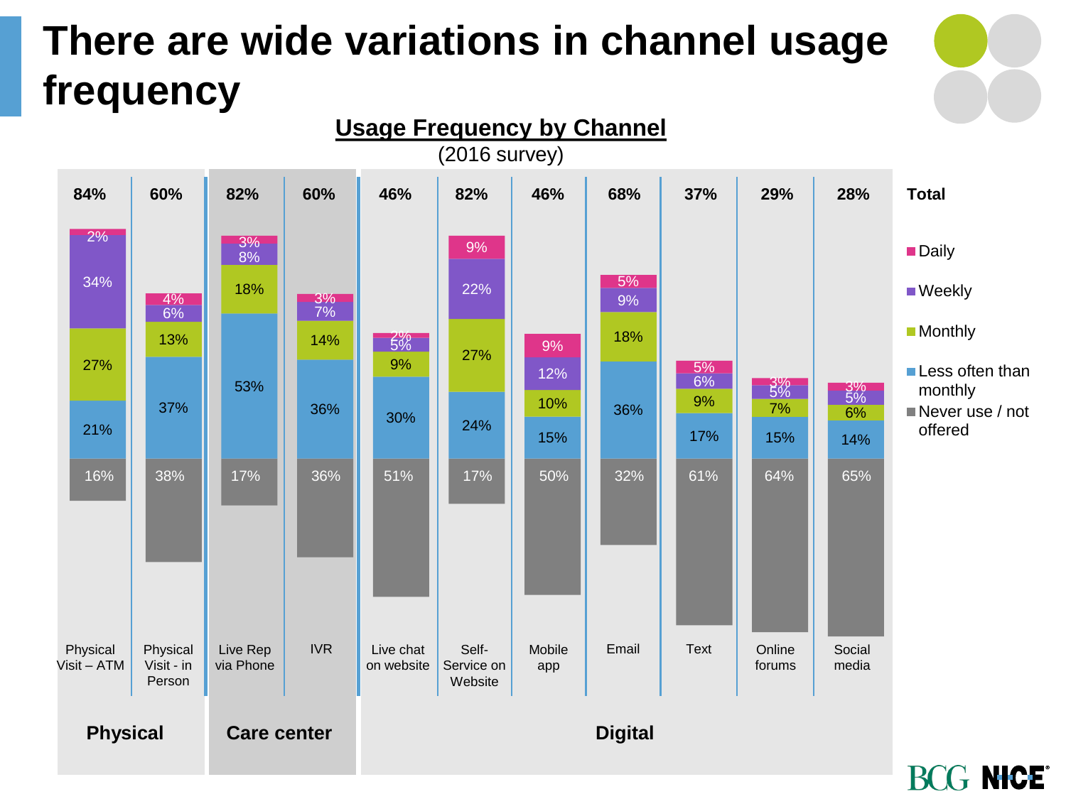# There are wide variations in channel usage frequency

**Usage Frequency by Channel**

(2016 survey)

| Group | Channel | Total | Daily | Weekly | Monthly | Less often than monthly | Never use / not offered |
|---|---|---|---|---|---|---|---|
| Physical | Physical Visit – ATM | 84% | 2% | 34% | 27% | 21% | 16% |
| Physical | Physical Visit - in Person | 60% | 4% | 6% | 13% | 37% | 38% |
| Care center | Live Rep via Phone | 82% | 3% | 8% | 18% | 53% | 17% |
| Care center | IVR | 60% | 3% | 7% | 14% | 36% | 36% |
| Digital | Live chat on website | 46% | 2% | 5% | 9% | 30% | 51% |
| Digital | Self-Service on Website | 82% | 9% | 22% | 27% | 24% | 17% |
| Digital | Mobile app | 46% | 9% | 12% | 10% | 15% | 50% |
| Digital | Email | 68% | 5% | 9% | 18% | 36% | 32% |
| Digital | Text | 37% | 5% | 6% | 9% | 17% | 61% |
| Digital | Online forums | 29% | 3% | 5% | 7% | 15% | 64% |
| Digital | Social media | 28% | 3% | 5% | 6% | 14% | 65% |

BCG NICE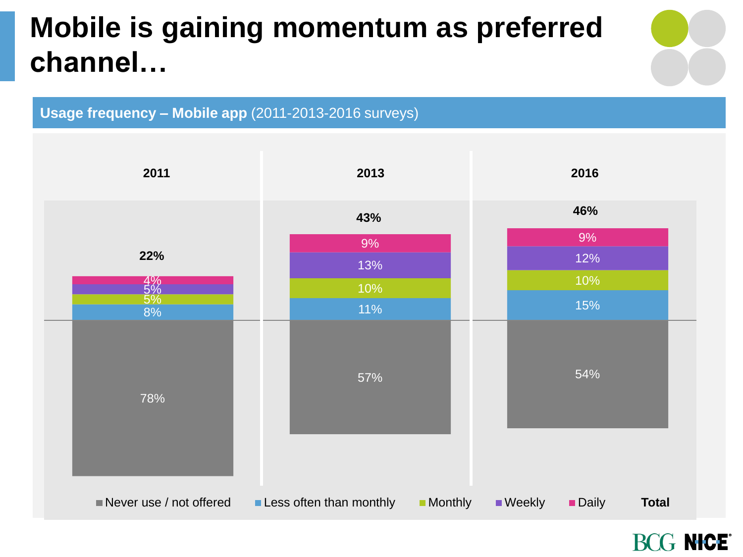# Mobile is gaining momentum as preferred channel…

**Usage frequency – Mobile app** (2011-2013-2016 surveys)

| | 2011 | 2013 | 2016 |
|---|---|---|---|
| Daily | 4% | 9% | 9% |
| Weekly | 5% | 13% | 12% |
| Monthly | 5% | 10% | 10% |
| Less often than monthly | 8% | 11% | 15% |
| **Total** | **22%** | **43%** | **46%** |
| Never use / not offered | 78% | 57% | 54% |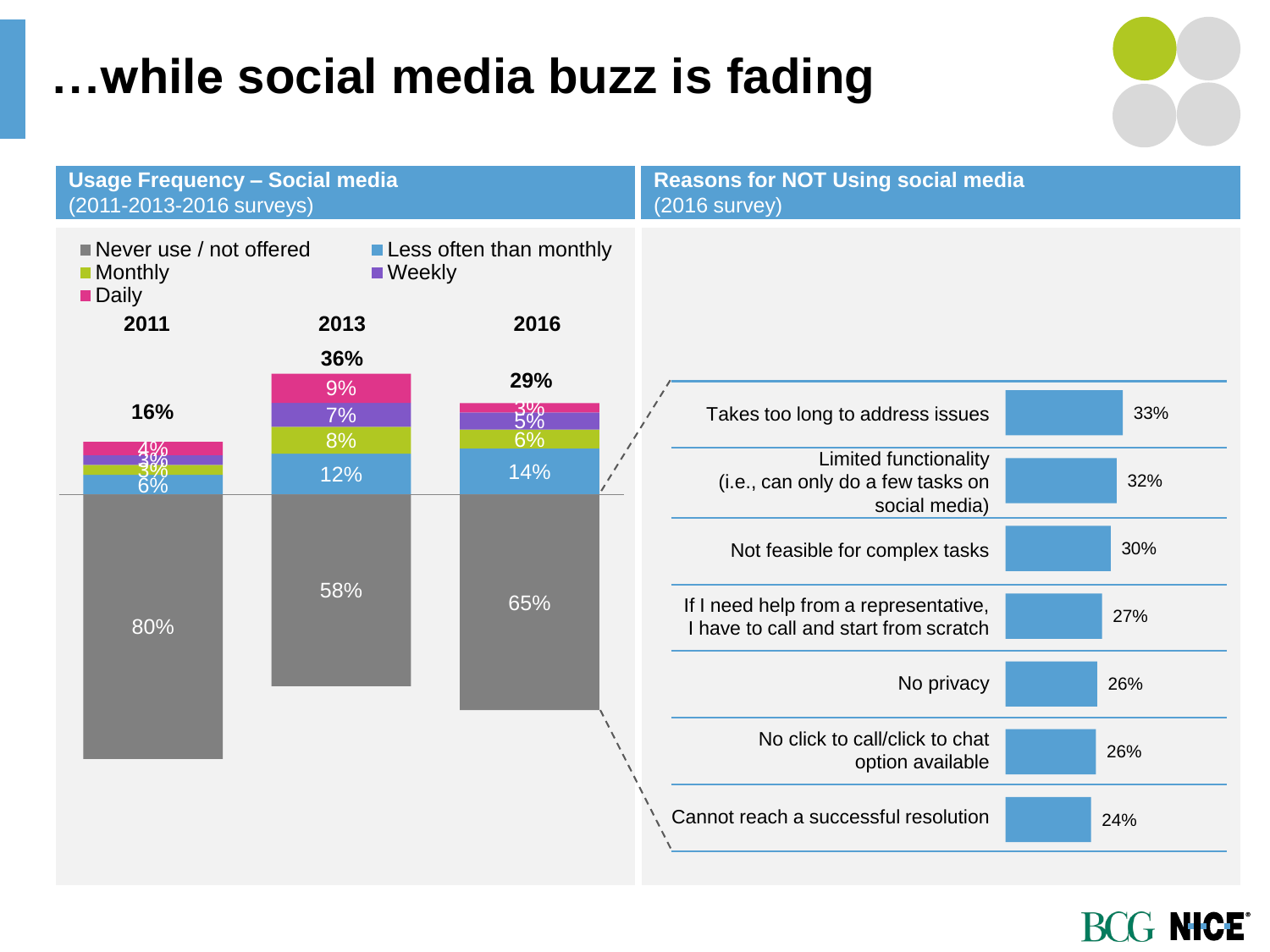# …while social media buzz is fading

## Usage Frequency – Social media (2011-2013-2016 surveys)

| | 2011 | 2013 | 2016 |
|---|---|---|---|
| Total (excluding Never use / not offered) | 16% | 36% | 29% |
| Daily | 4% | 9% | 3% |
| Weekly | 3% | 7% | 5% |
| Monthly | 3% | 8% | 6% |
| Less often than monthly | 6% | 12% | 14% |
| Never use / not offered | 80% | 58% | 65% |

## Reasons for NOT Using social media (2016 survey)

| Reason | % |
|---|---|
| Takes too long to address issues | 33% |
| Limited functionality (i.e., can only do a few tasks on social media) | 32% |
| Not feasible for complex tasks | 30% |
| If I need help from a representative, I have to call and start from scratch | 27% |
| No privacy | 26% |
| No click to call/click to chat option available | 26% |
| Cannot reach a successful resolution | 24% |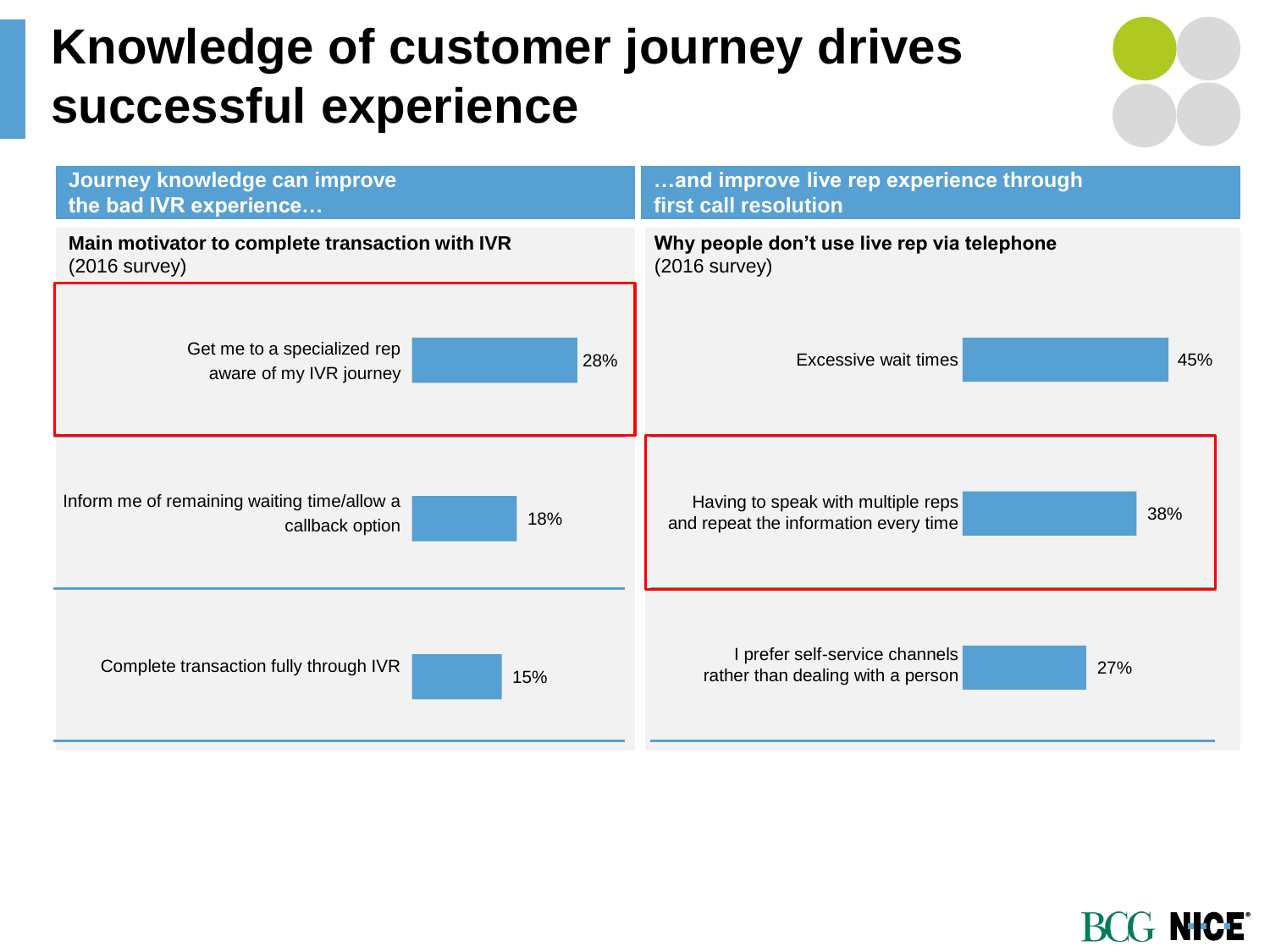# Knowledge of customer journey drives successful experience

## Journey knowledge can improve the bad IVR experience…

**Main motivator to complete transaction with IVR** (2016 survey)

| Motivator | % |
|---|---|
| Get me to a specialized rep aware of my IVR journey | 28% |
| Inform me of remaining waiting time/allow a callback option | 18% |
| Complete transaction fully through IVR | 15% |

## …and improve live rep experience through first call resolution

**Why people don't use live rep via telephone** (2016 survey)

| Reason | % |
|---|---|
| Excessive wait times | 45% |
| Having to speak with multiple reps and repeat the information every time | 38% |
| I prefer self-service channels rather than dealing with a person | 27% |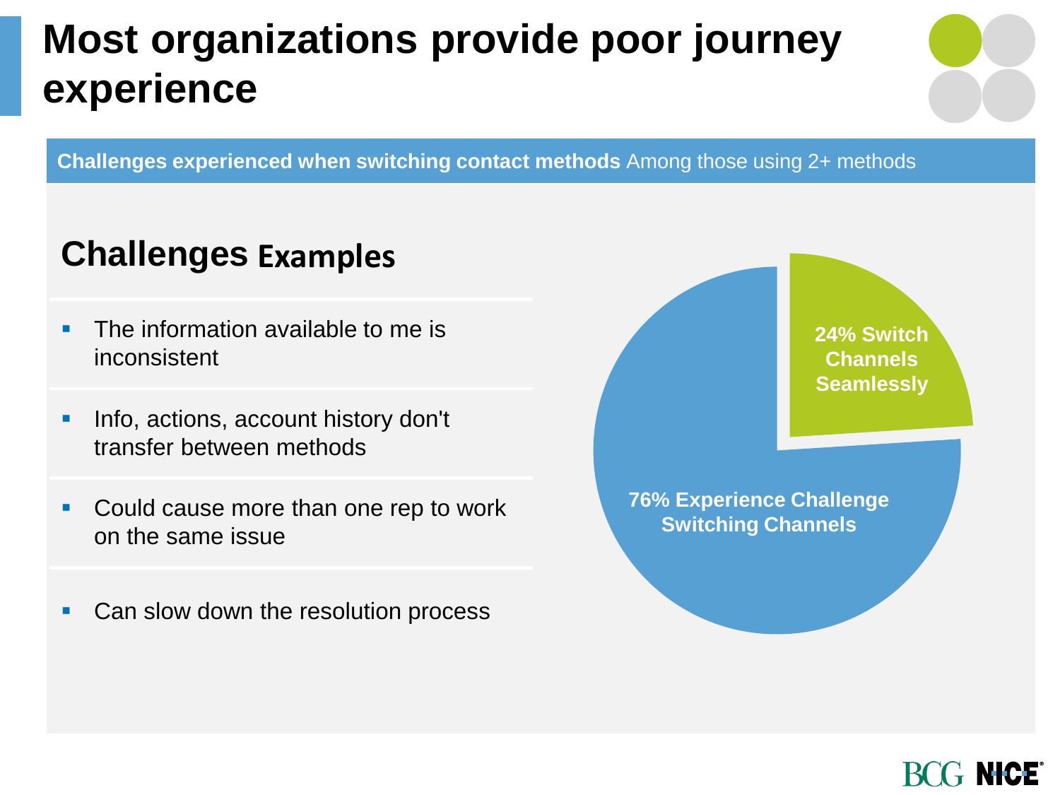# Most organizations provide poor journey experience

**Challenges experienced when switching contact methods** Among those using 2+ methods

## Challenges Examples

- The information available to me is inconsistent
- Info, actions, account history don't transfer between methods
- Could cause more than one rep to work on the same issue
- Can slow down the resolution process

**24% Switch Channels Seamlessly**

**76% Experience Challenge Switching Channels**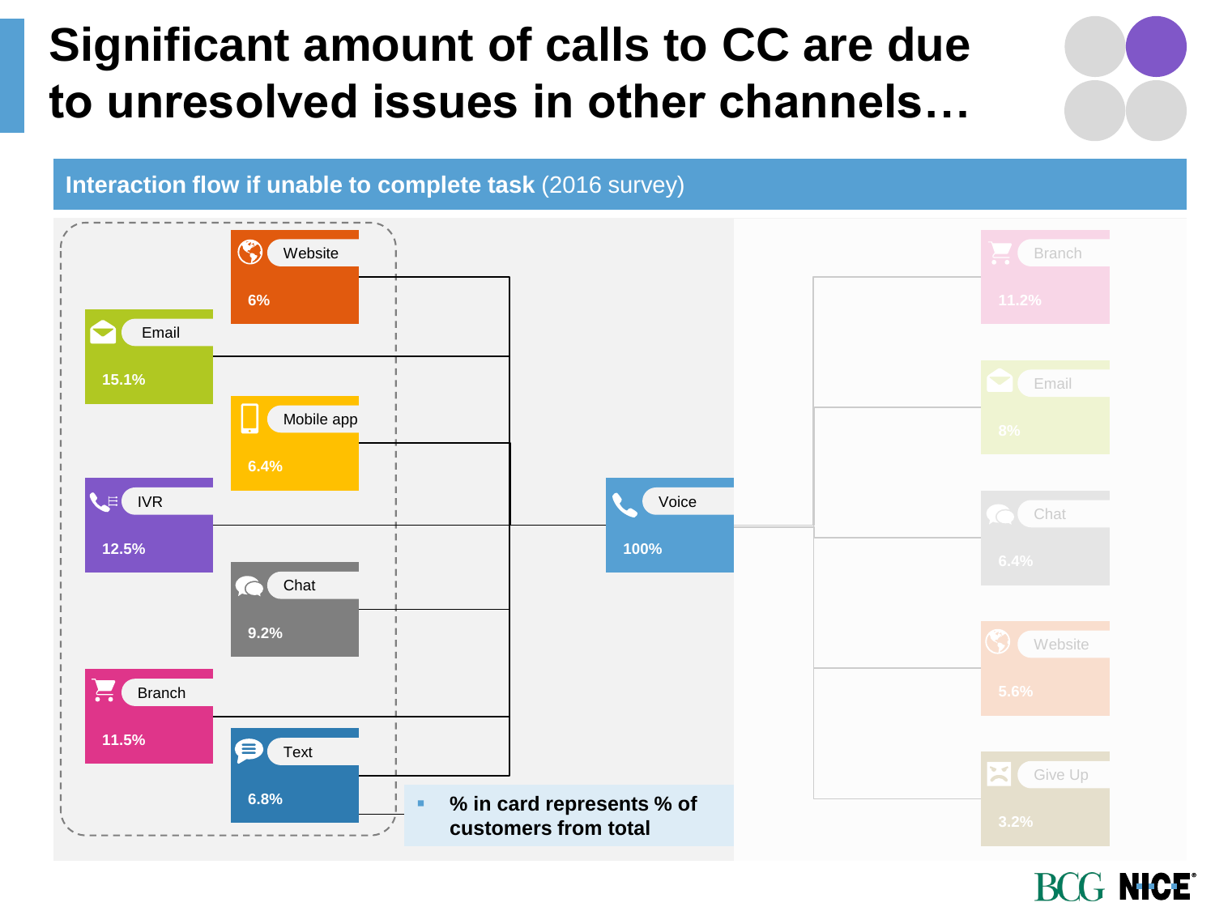# Significant amount of calls to CC are due to unresolved issues in other channels…

## Interaction flow if unable to complete task (2016 survey)

| Channel | % |
| --- | --- |
| Website | 6% |
| Email | 15.1% |
| Mobile app | 6.4% |
| IVR | 12.5% |
| Chat | 9.2% |
| Branch | 11.5% |
| Text | 6.8% |

→ Voice 100%

| Channel | % |
| --- | --- |
| Branch | 11.2% |
| Email | 8% |
| Chat | 6.4% |
| Website | 5.6% |
| Give Up | 3.2% |

- % in card represents % of customers from total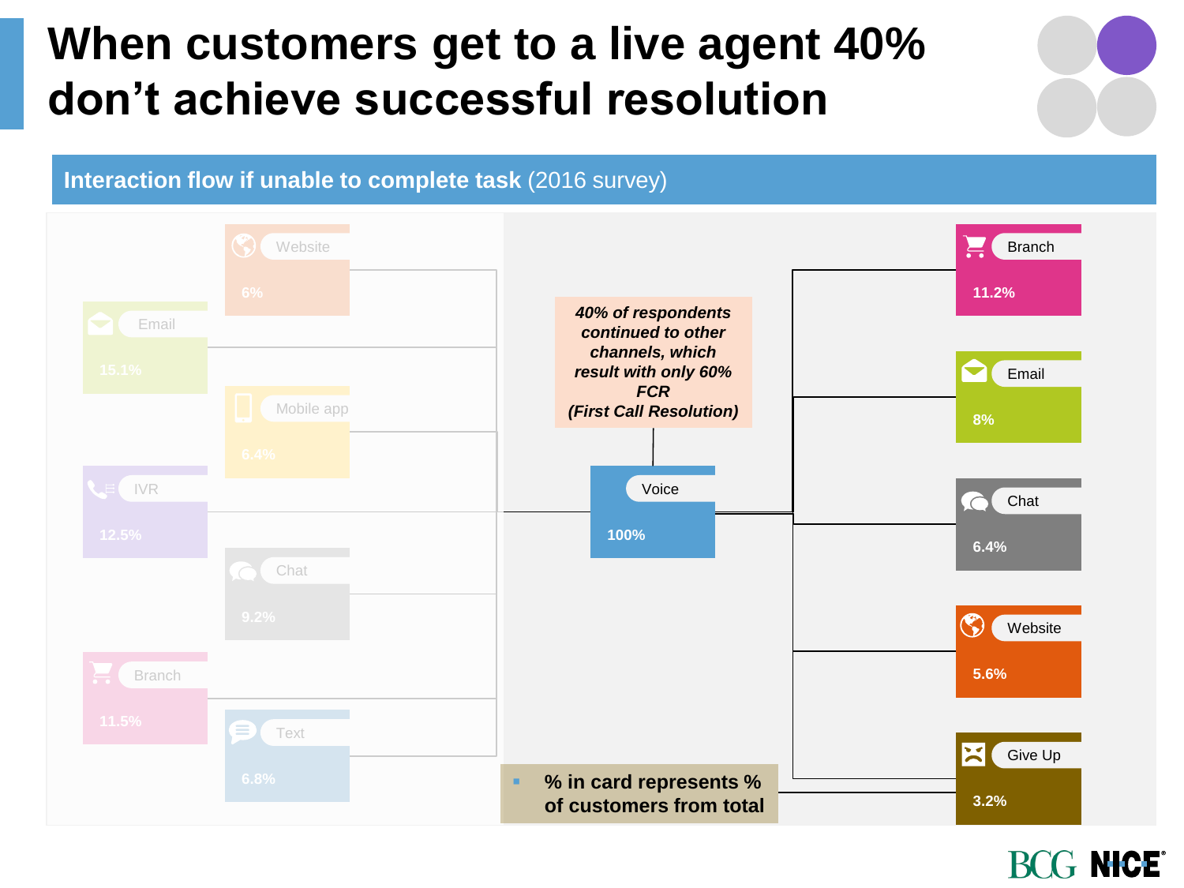# When customers get to a live agent 40% don't achieve successful resolution

## Interaction flow if unable to complete task (2016 survey)

| Channel | % |
|---|---|
| Website | 6% |
| Email | 15.1% |
| Mobile app | 6.4% |
| IVR | 12.5% |
| Chat | 9.2% |
| Branch | 11.5% |
| Text | 6.8% |

*40% of respondents continued to other channels, which result with only 60% FCR (First Call Resolution)*

Voice
100%

| Channel | % |
|---|---|
| Branch | 11.2% |
| Email | 8% |
| Chat | 6.4% |
| Website | 5.6% |
| Give Up | 3.2% |

- **% in card represents % of customers from total**

BCG NICE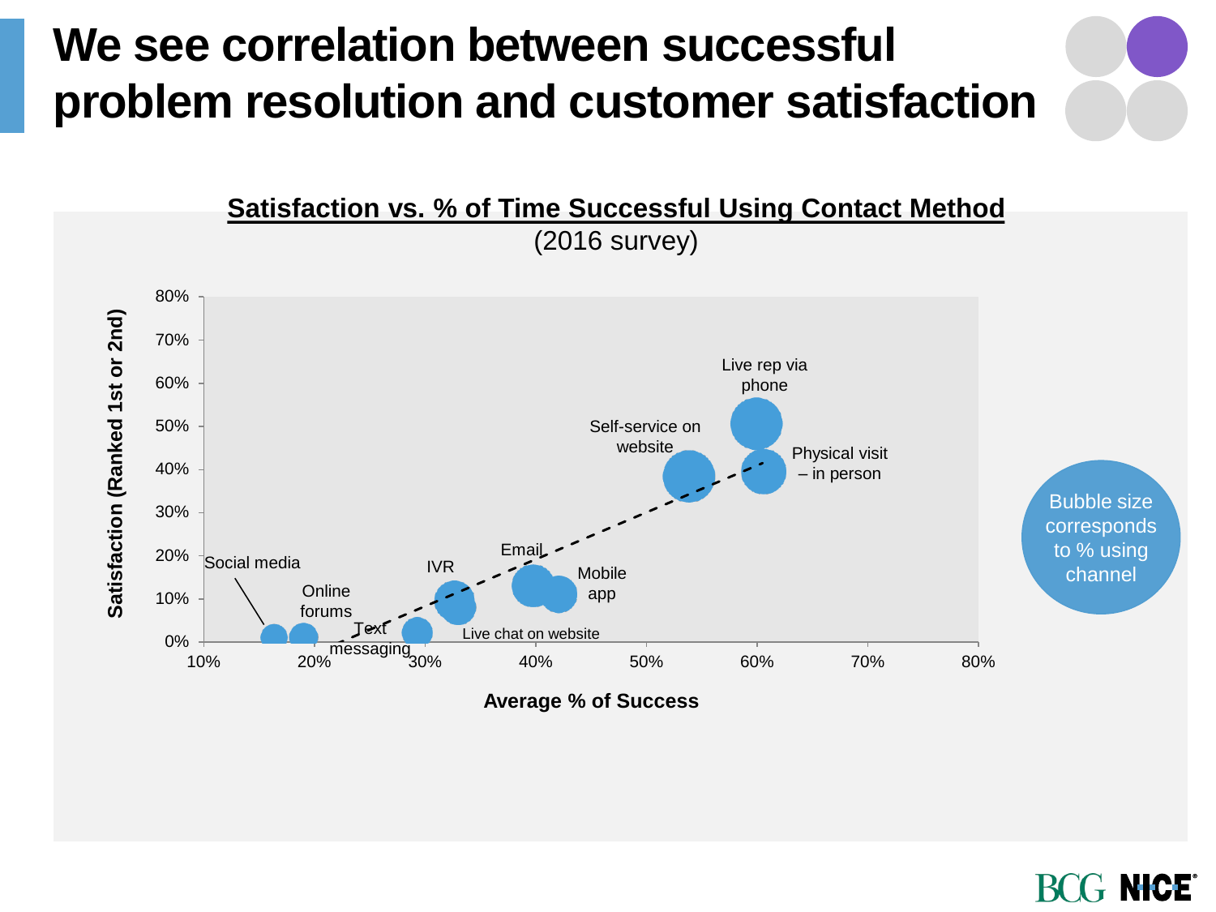# We see correlation between successful problem resolution and customer satisfaction

**Satisfaction vs. % of Time Successful Using Contact Method**

(2016 survey)

Satisfaction (Ranked 1st or 2nd)

80%
70%
60%
50%
40%
30%
20%
10%
0%

10% 20% 30% 40% 50% 60% 70% 80%

**Average % of Success**

Live rep via phone

Self-service on website

Physical visit – in person

Email

Mobile app

IVR

Social media

Online forums

Text messaging

Live chat on website

Bubble size corresponds to % using channel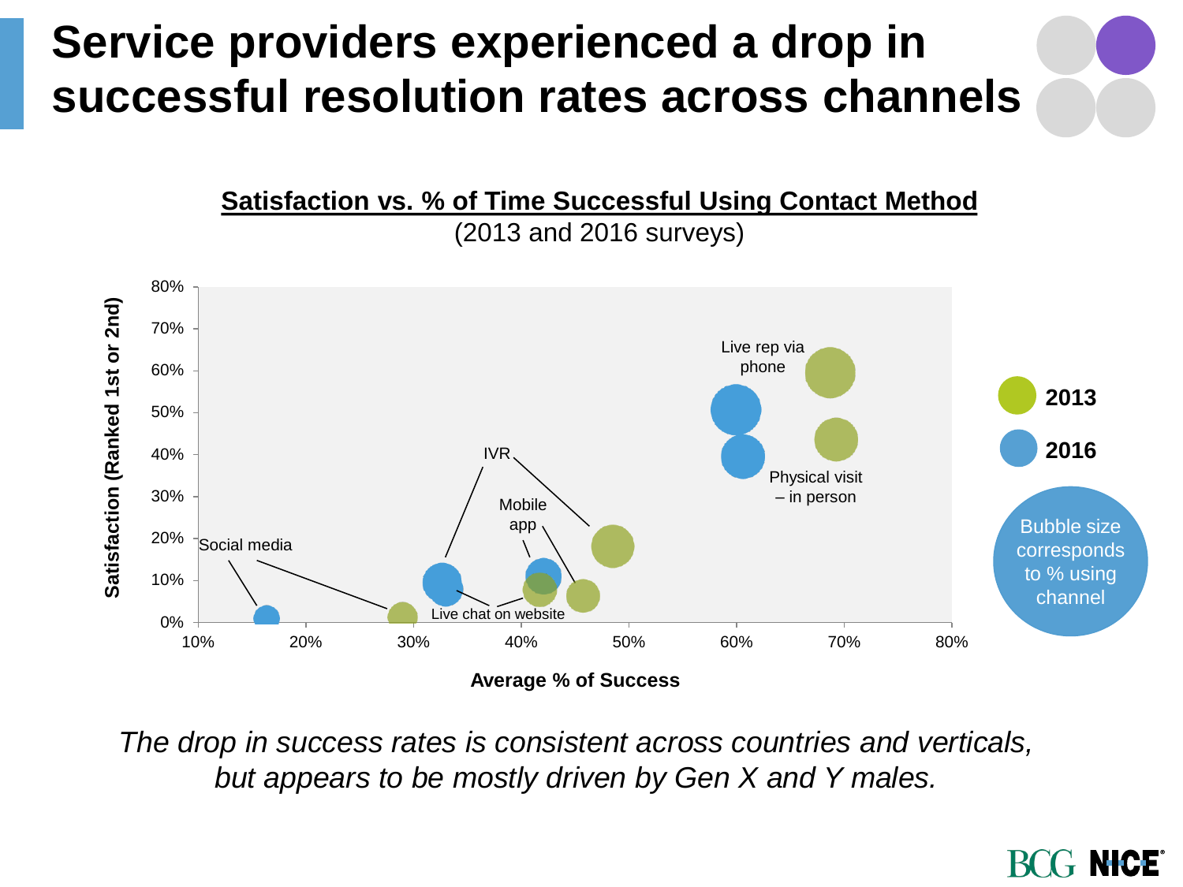# Service providers experienced a drop in successful resolution rates across channels

**Satisfaction vs. % of Time Successful Using Contact Method**

(2013 and 2016 surveys)

Satisfaction (Ranked 1st or 2nd)

80%
70%
60%
50%
40%
30%
20%
10%
0%

10% 20% 30% 40% 50% 60% 70% 80%

**Average % of Success**

Live rep via phone

Physical visit – in person

IVR

Mobile app

Social media

Live chat on website

**2013**

**2016**

Bubble size corresponds to % using channel

*The drop in success rates is consistent across countries and verticals, but appears to be mostly driven by Gen X and Y males.*

BCG NICE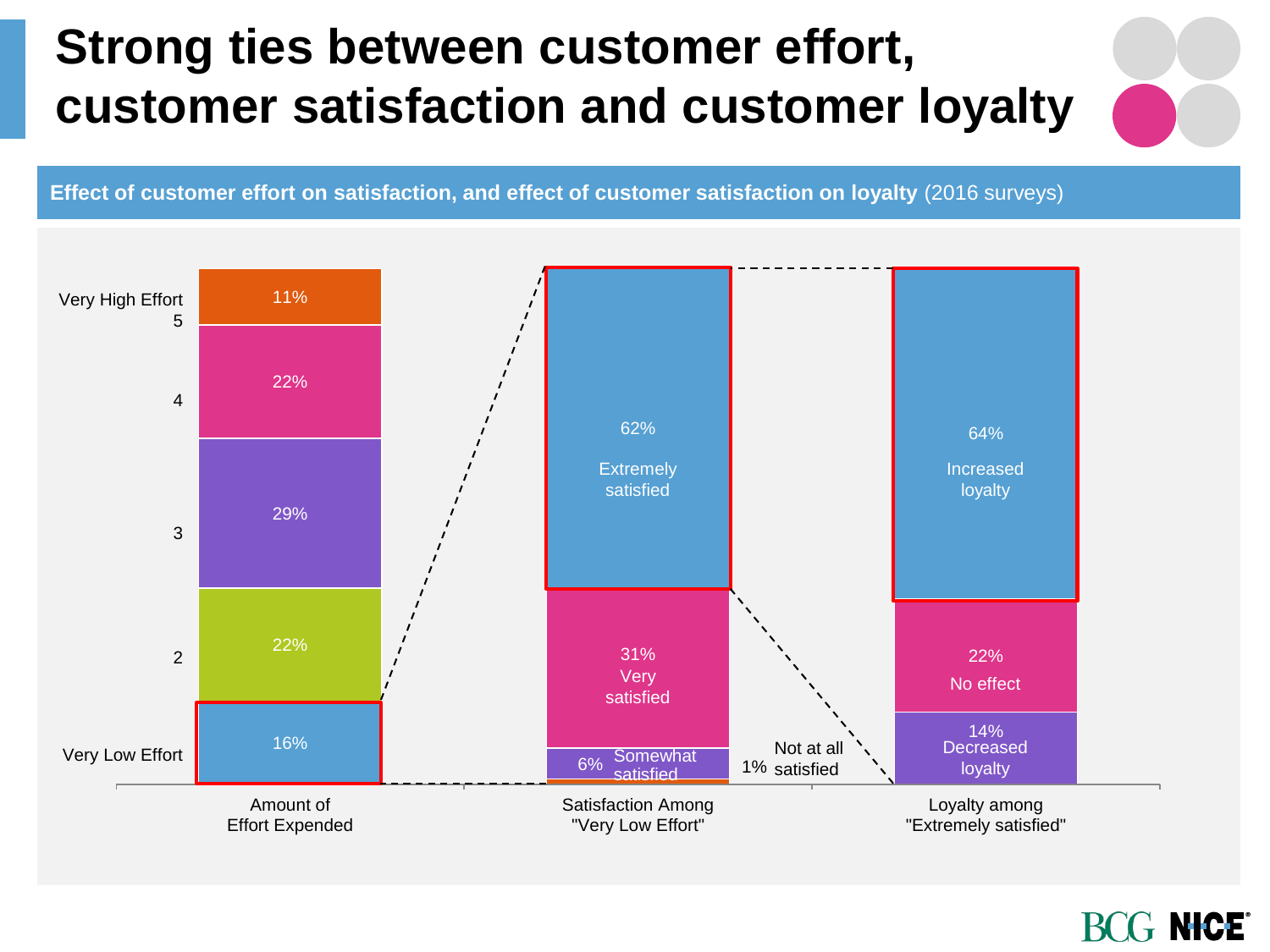# Strong ties between customer effort, customer satisfaction and customer loyalty

**Effect of customer effort on satisfaction, and effect of customer satisfaction on loyalty** (2016 surveys)

**Amount of Effort Expended**

| Effort level | Share |
| --- | --- |
| Very High Effort 5 | 11% |
| 4 | 22% |
| 3 | 29% |
| 2 | 22% |
| Very Low Effort | 16% |

**Satisfaction Among "Very Low Effort"**

| Satisfaction | Share |
| --- | --- |
| Extremely satisfied | 62% |
| Very satisfied | 31% |
| Somewhat satisfied | 6% |
| Not at all satisfied | 1% |

**Loyalty among "Extremely satisfied"**

| Loyalty | Share |
| --- | --- |
| Increased loyalty | 64% |
| No effect | 22% |
| Decreased loyalty | 14% |

BCG NICE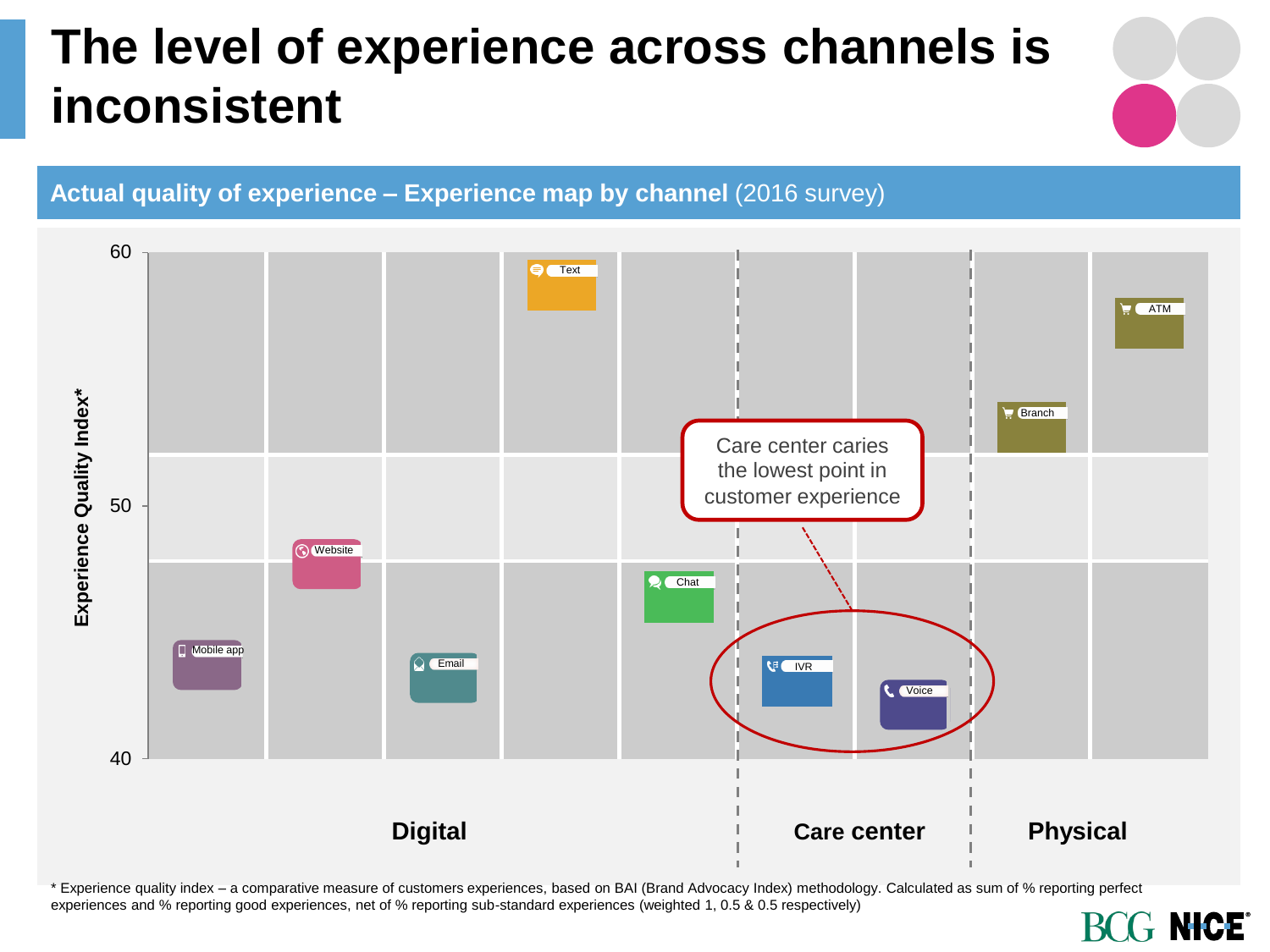# The level of experience across channels is inconsistent

**Actual quality of experience – Experience map by channel** (2016 survey)

Experience Quality Index*

60

50

40

Text

ATM

Branch

Care center caries the lowest point in customer experience

Website

Chat

Mobile app

Email

IVR

Voice

**Digital** | **Care center** | **Physical**

\* Experience quality index – a comparative measure of customers experiences, based on BAI (Brand Advocacy Index) methodology. Calculated as sum of % reporting perfect experiences and % reporting good experiences, net of % reporting sub-standard experiences (weighted 1, 0.5 & 0.5 respectively)

BCG NICE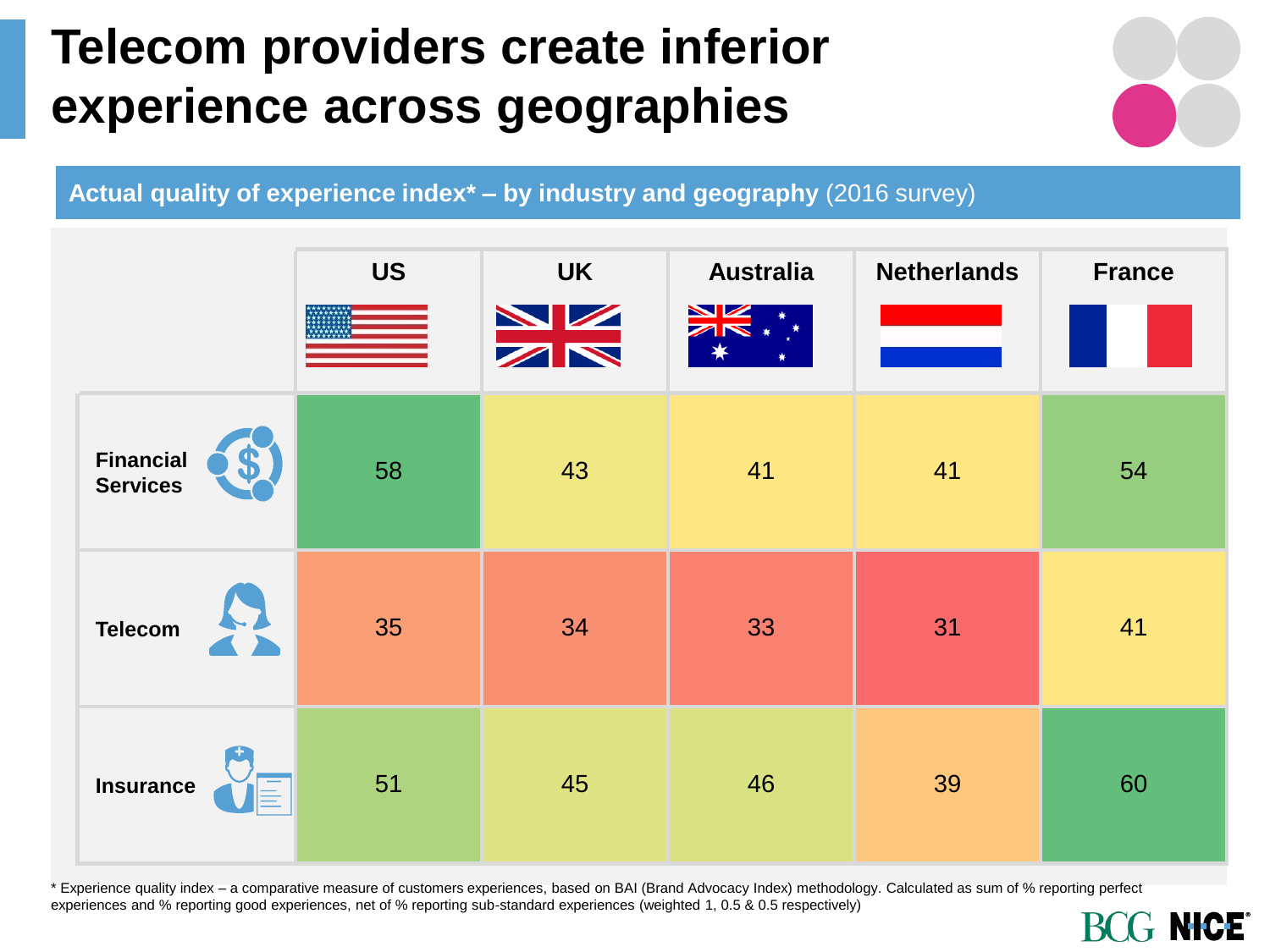# Telecom providers create inferior experience across geographies

**Actual quality of experience index* – by industry and geography** (2016 survey)

| | US | UK | Australia | Netherlands | France |
|---|---|---|---|---|---|
| **Financial Services** | 58 | 43 | 41 | 41 | 54 |
| **Telecom** | 35 | 34 | 33 | 31 | 41 |
| **Insurance** | 51 | 45 | 46 | 39 | 60 |

* Experience quality index – a comparative measure of customers experiences, based on BAI (Brand Advocacy Index) methodology. Calculated as sum of % reporting perfect experiences and % reporting good experiences, net of % reporting sub-standard experiences (weighted 1, 0.5 & 0.5 respectively)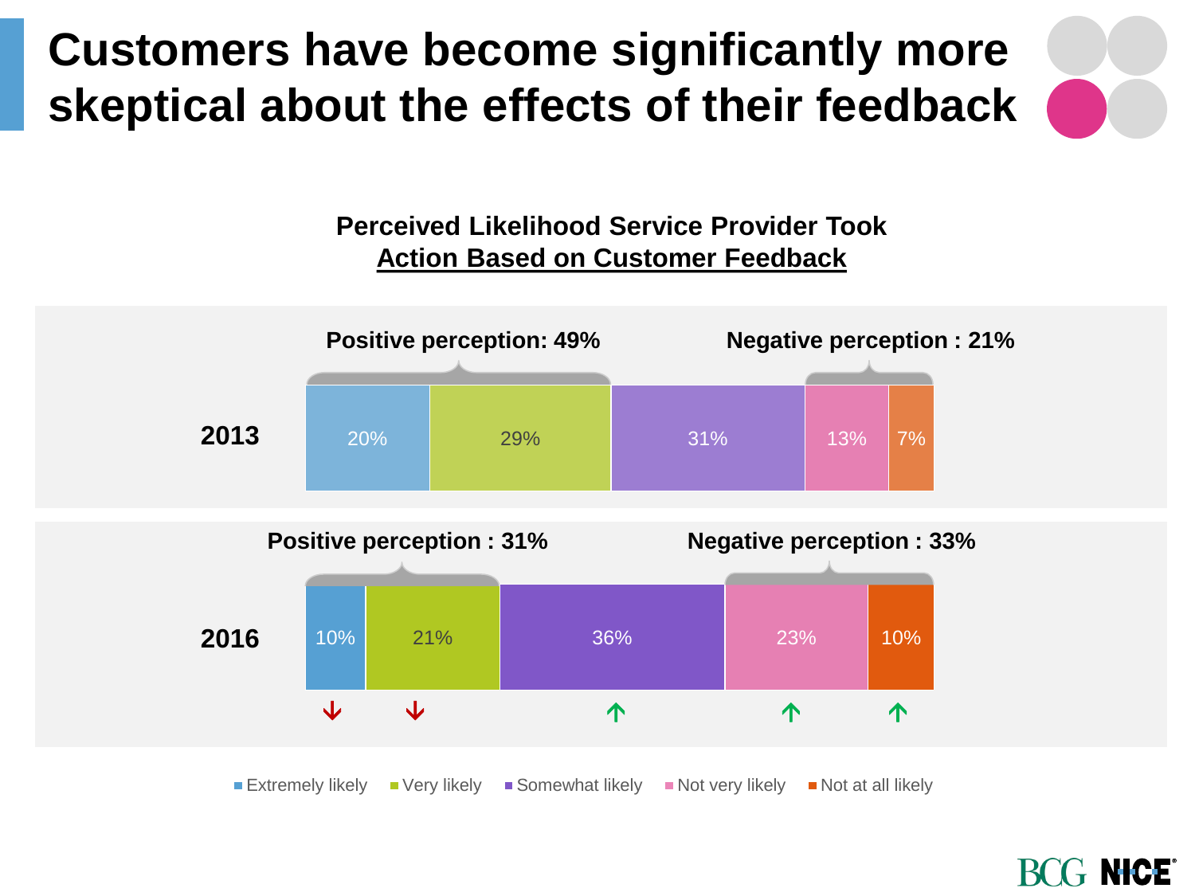# Customers have become significantly more skeptical about the effects of their feedback

**Perceived Likelihood Service Provider Took Action Based on Customer Feedback**

| Year | Extremely likely | Very likely | Somewhat likely | Not very likely | Not at all likely | Positive perception | Negative perception |
|---|---|---|---|---|---|---|---|
| 2013 | 20% | 29% | 31% | 13% | 7% | 49% | 21% |
| 2016 | 10% ↓ | 21% ↓ | 36% ↑ | 23% ↑ | 10% ↑ | 31% | 33% |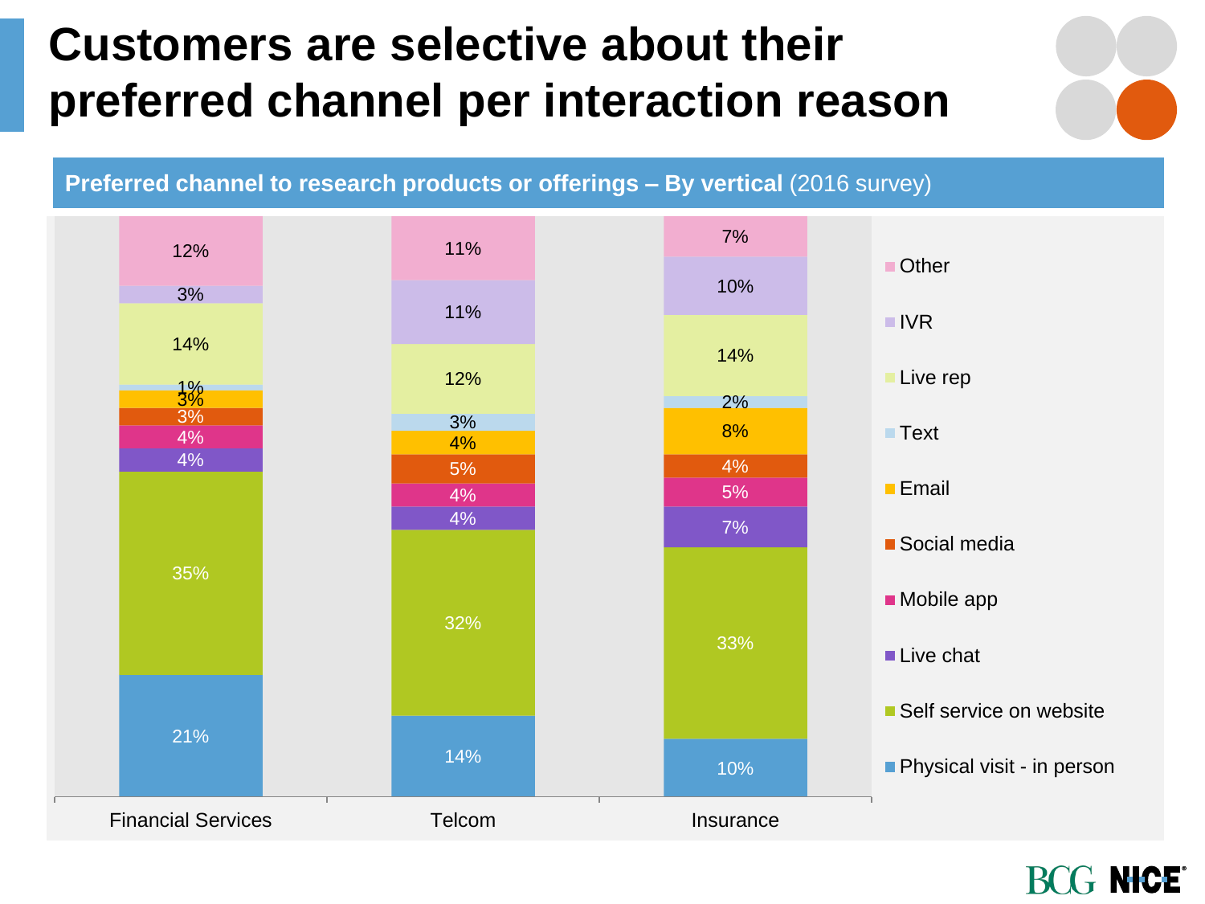# Customers are selective about their preferred channel per interaction reason

**Preferred channel to research products or offerings – By vertical** (2016 survey)

| Channel | Financial Services | Telcom | Insurance |
|---|---|---|---|
| Other | 12% | 11% | 7% |
| IVR | 3% | 11% | 10% |
| Live rep | 14% | 12% | 14% |
| Text | 1% | 3% | 2% |
| Email | 3% | 4% | 8% |
| Social media | 3% | 5% | 4% |
| Mobile app | 4% | 4% | 5% |
| Live chat | 4% | 4% | 7% |
| Self service on website | 35% | 32% | 33% |
| Physical visit - in person | 21% | 14% | 10% |

BCG NICE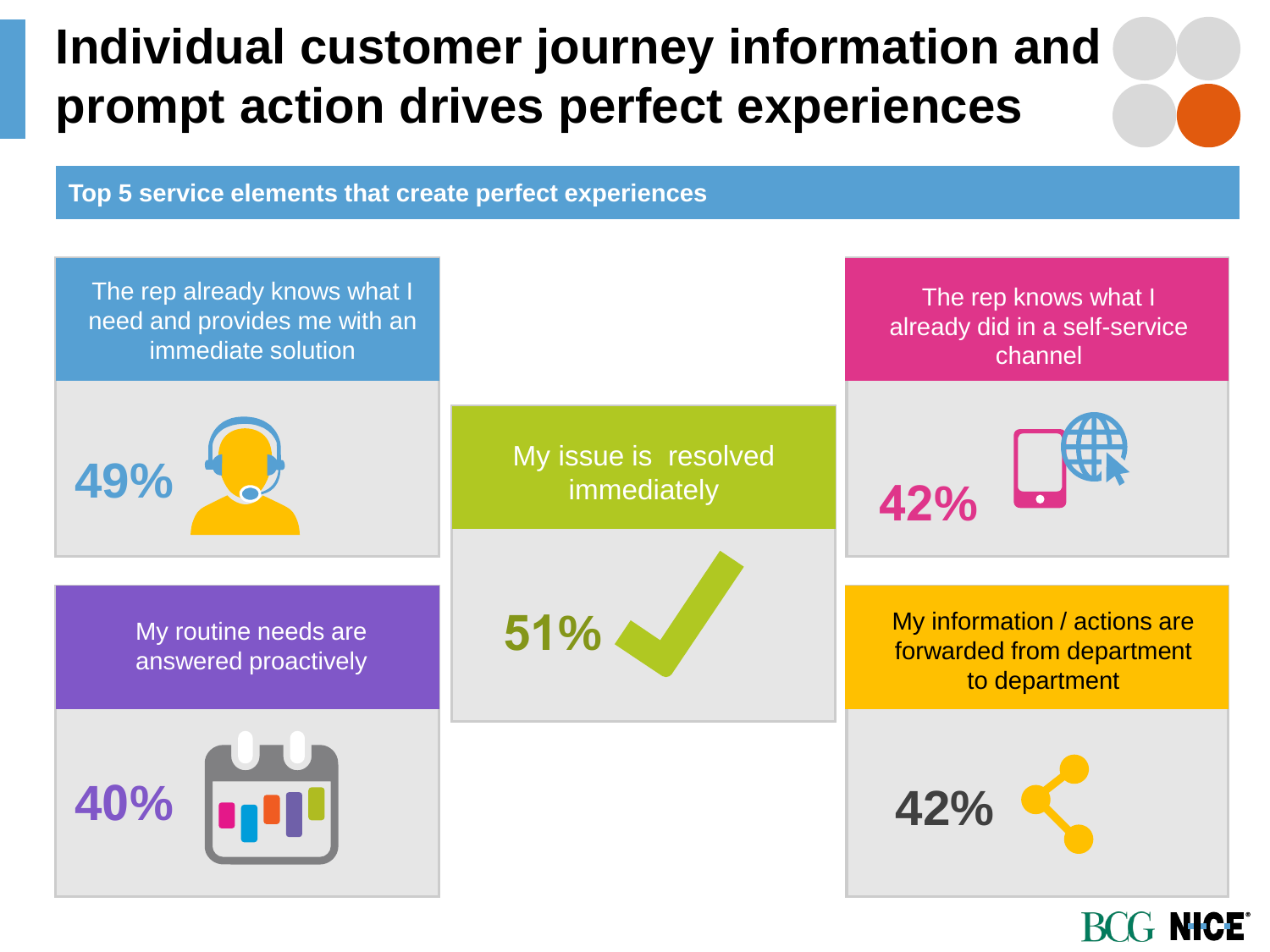# Individual customer journey information and prompt action drives perfect experiences

**Top 5 service elements that create perfect experiences**

- The rep already knows what I need and provides me with an immediate solution — **49%**
- My issue is resolved immediately — **51%**
- The rep knows what I already did in a self-service channel — **42%**
- My routine needs are answered proactively — **40%**
- My information / actions are forwarded from department to department — **42%**

BCG NICE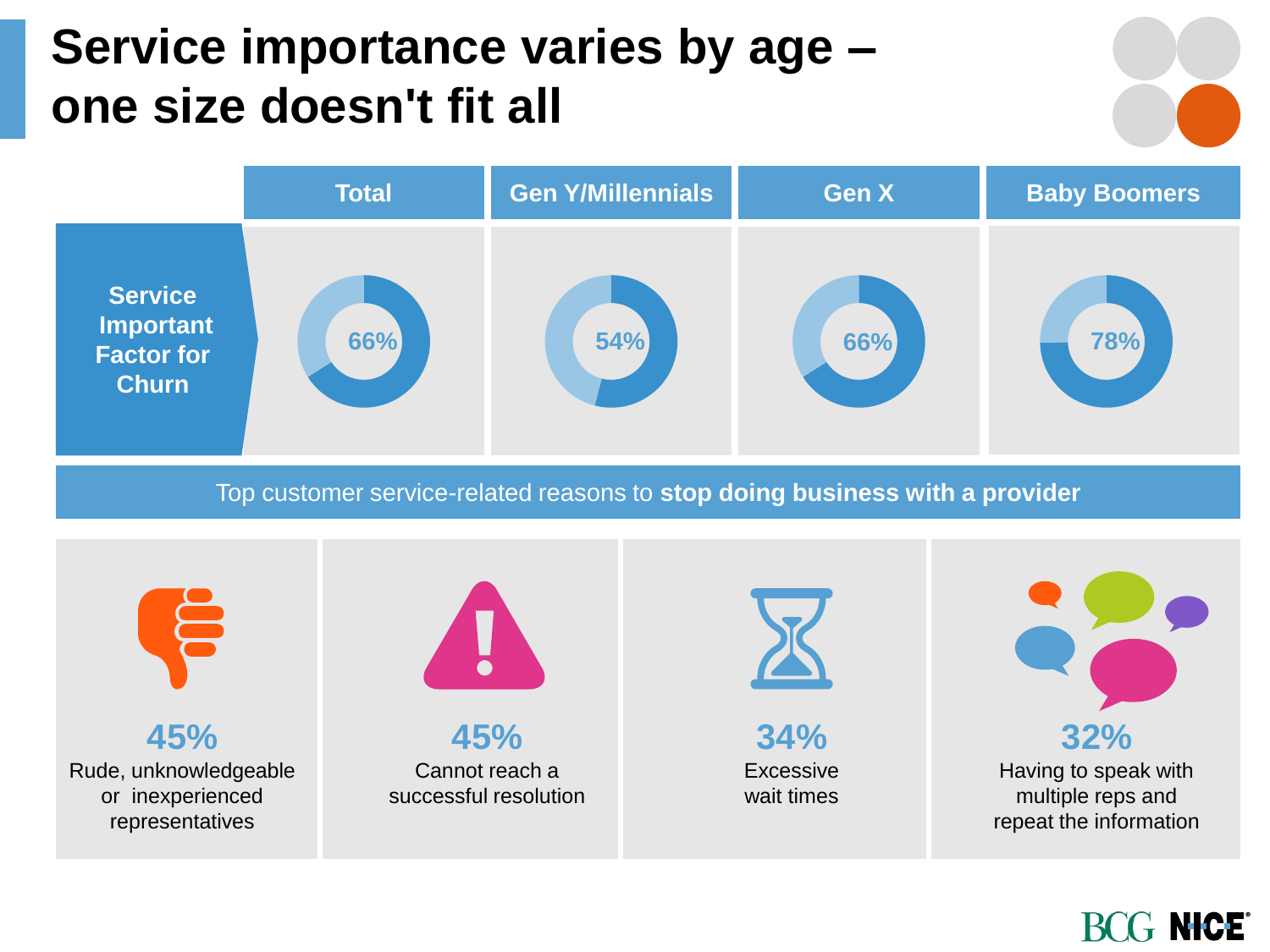# Service importance varies by age – one size doesn't fit all

| | Total | Gen Y/Millennials | Gen X | Baby Boomers |
|---|---|---|---|---|
| **Service Important Factor for Churn** | 66% | 54% | 66% | 78% |

**Top customer service-related reasons to stop doing business with a provider**

- **45%** Rude, unknowledgeable or inexperienced representatives
- **45%** Cannot reach a successful resolution
- **34%** Excessive wait times
- **32%** Having to speak with multiple reps and repeat the information

BCG NICE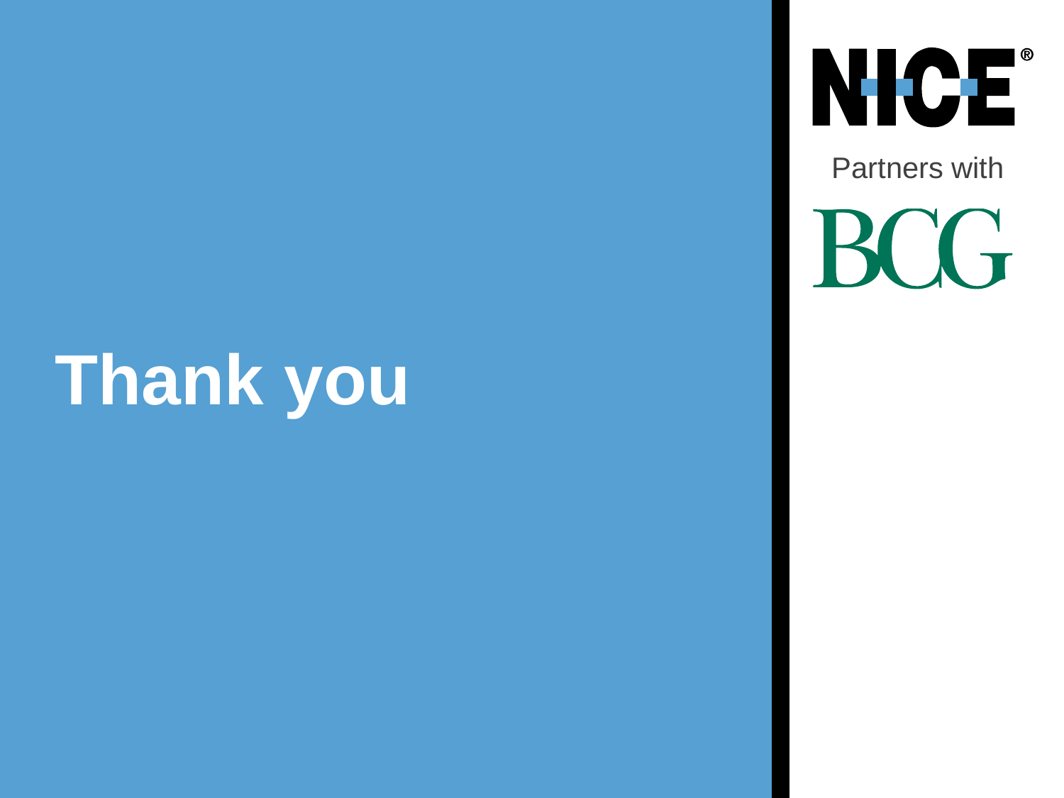# Thank you

NICE®

Partners with

BCG